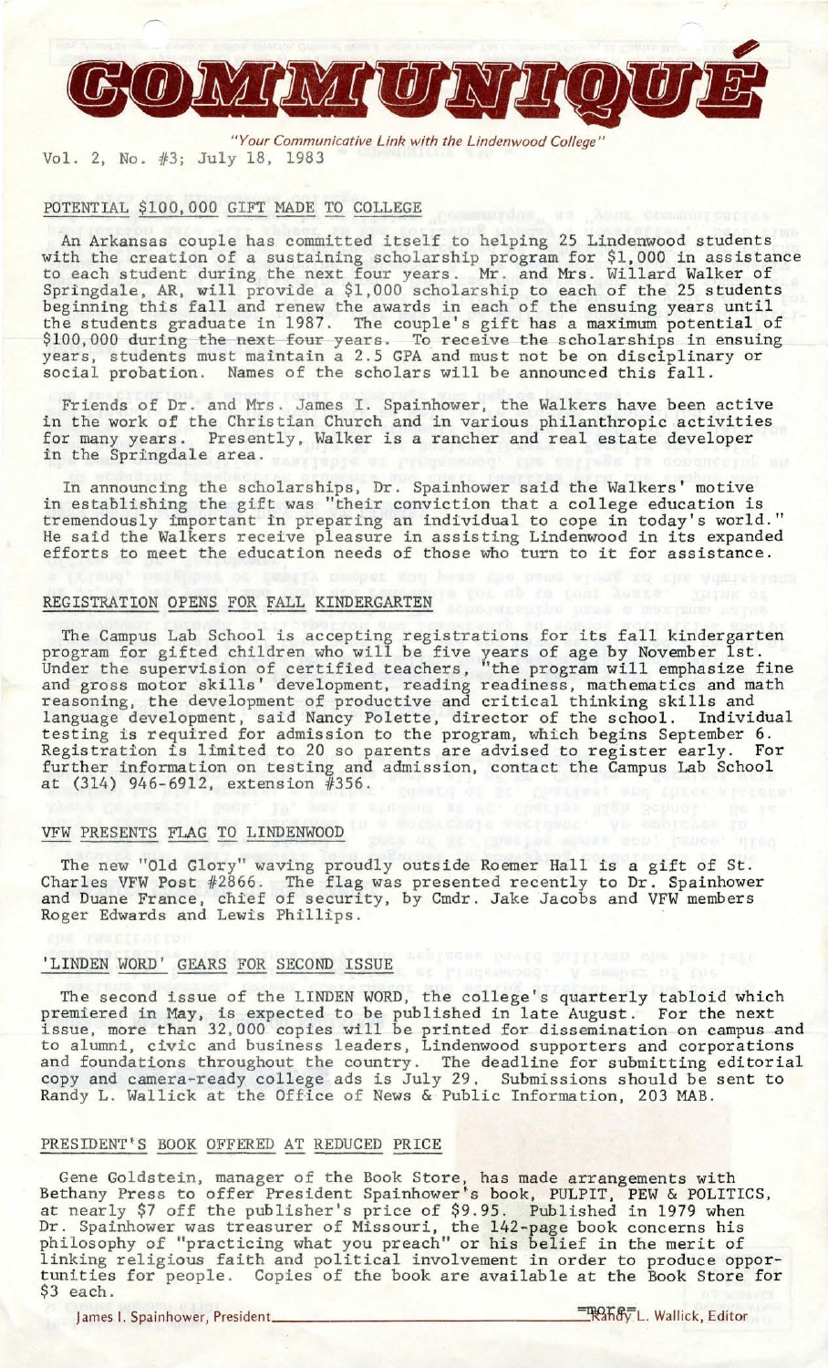# COMMUNIQUÉ

*"Your Communicative Link with the Lindenwood College"*

Vol. 2, No. #3; July 18, 1983

## POTENTIAL $100,000 GIFT MADE TO COLLEGE

An Arkansas couple has committed itself to helping 25 Lindenwood students with the creation of a sustaining scholarship program for $1,000 in assistance to each student during the next four years. Mr. and Mrs. Willard Walker of Springdale, AR, will provide a $1,000 scholarship to each of the 25 students beginning this fall and renew the awards in each of the ensuing years until the students graduate in 1987. The couple's gift has a maximum potential of $100,000 during the next four years. To receive the scholarships in ensuing years, students must maintain a 2.5 GPA and must not be on disciplinary or social probation. Names of the scholars will be announced this fall.

Friends of Dr. and Mrs. James I. Spainhower, the Walkers have been active in the work of the Christian Church and in various philanthropic activities for many years. Presently, Walker is a rancher and real estate developer in the Springdale area.

In announcing the scholarships, Dr. Spainhower said the Walkers' motive in establishing the gift was "their conviction that a college education is tremendously important in preparing an individual to cope in today's world." He said the Walkers receive pleasure in assisting Lindenwood in its expanded efforts to meet the education needs of those who turn to it for assistance.

## REGISTRATION OPENS FOR FALL KINDERGARTEN

The Campus Lab School is accepting registrations for its fall kindergarten program for gifted children who will be five years of age by November 1st. Under the supervision of certified teachers, "the program will emphasize fine and gross motor skills' development, reading readiness, mathematics and math reasoning, the development of productive and critical thinking skills and language development, said Nancy Polette, director of the school. Individual testing is required for admission to the program, which begins September 6. Registration is limited to 20 so parents are advised to register early. For further information on testing and admission, contact the Campus Lab School at (314) 946-6912, extension #356.

## VFW PRESENTS FLAG TO LINDENWOOD

The new "Old Glory" waving proudly outside Roemer Hall is a gift of St. Charles VFW Post #2866. The flag was presented recently to Dr. Spainhower and Duane France, chief of security, by Cmdr. Jake Jacobs and VFW members Roger Edwards and Lewis Phillips.

## 'LINDEN WORD' GEARS FOR SECOND ISSUE

The second issue of the LINDEN WORD, the college's quarterly tabloid which premiered in May, is expected to be published in late August. For the next issue, more than 32,000 copies will be printed for dissemination on campus and to alumni, civic and business leaders, Lindenwood supporters and corporations and foundations throughout the country. The deadline for submitting editorial copy and camera-ready college ads is July 29. Submissions should be sent to Randy L. Wallick at the Office of News & Public Information, 203 MAB.

## PRESIDENT'S BOOK OFFERED AT REDUCED PRICE

Gene Goldstein, manager of the Book Store, has made arrangements with Bethany Press to offer President Spainhower's book, PULPIT, PEW & POLITICS, at nearly $7 off the publisher's price of $9.95. Published in 1979 when Dr. Spainhower was treasurer of Missouri, the 142-page book concerns his philosophy of "practicing what you preach" or his belief in the merit of linking religious faith and political involvement in order to produce opportunities for people. Copies of the book are available at the Book Store for $3 each.

-more-

James I. Spainhower, President — Randy L. Wallick, Editor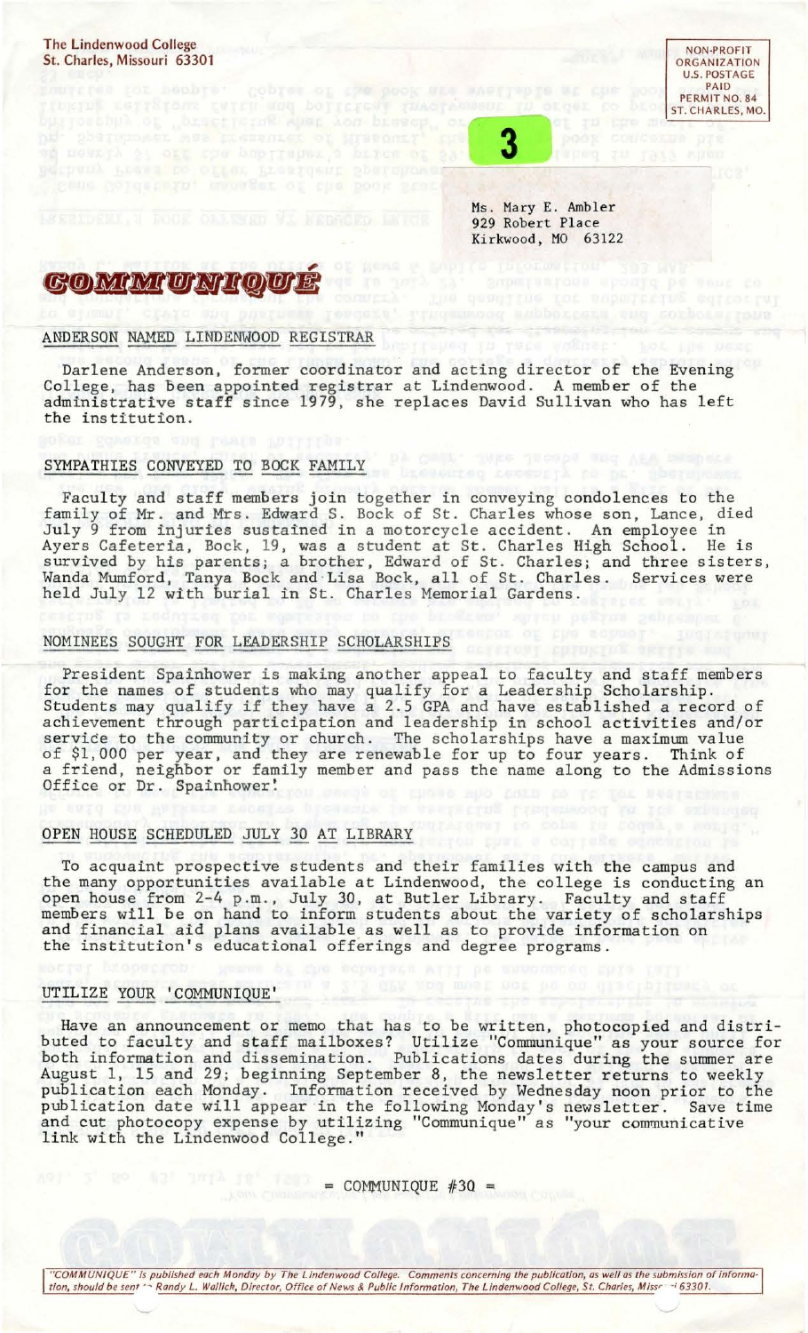The Lindenwood College
St. Charles, Missouri 63301

NON-PROFIT ORGANIZATION
U.S. POSTAGE
PAID
PERMIT NO. 84
ST. CHARLES, MO.

Ms. Mary E. Ambler
929 Robert Place
Kirkwood, MO 63122

# COMMUNIQUE

## ANDERSON NAMED LINDENWOOD REGISTRAR

Darlene Anderson, former coordinator and acting director of the Evening College, has been appointed registrar at Lindenwood. A member of the administrative staff since 1979, she replaces David Sullivan who has left the institution.

## SYMPATHIES CONVEYED TO BOCK FAMILY

Faculty and staff members join together in conveying condolences to the family of Mr. and Mrs. Edward S. Bock of St. Charles whose son, Lance, died July 9 from injuries sustained in a motorcycle accident. An employee in Ayers Cafeteria, Bock, 19, was a student at St. Charles High School. He is survived by his parents; a brother, Edward of St. Charles; and three sisters, Wanda Mumford, Tanya Bock and Lisa Bock, all of St. Charles. Services were held July 12 with burial in St. Charles Memorial Gardens.

## NOMINEES SOUGHT FOR LEADERSHIP SCHOLARSHIPS

President Spainhower is making another appeal to faculty and staff members for the names of students who may qualify for a Leadership Scholarship. Students may qualify if they have a 2.5 GPA and have established a record of achievement through participation and leadership in school activities and/or service to the community or church. The scholarships have a maximum value of $1,000 per year, and they are renewable for up to four years. Think of a friend, neighbor or family member and pass the name along to the Admissions Office or Dr. Spainhower!

## OPEN HOUSE SCHEDULED JULY 30 AT LIBRARY

To acquaint prospective students and their families with the campus and the many opportunities available at Lindenwood, the college is conducting an open house from 2-4 p.m., July 30, at Butler Library. Faculty and staff members will be on hand to inform students about the variety of scholarships and financial aid plans available as well as to provide information on the institution's educational offerings and degree programs.

## UTILIZE YOUR 'COMMUNIQUE'

Have an announcement or memo that has to be written, photocopied and distributed to faculty and staff mailboxes? Utilize "Communique" as your source for both information and dissemination. Publications dates during the summer are August 1, 15 and 29; beginning September 8, the newsletter returns to weekly publication each Monday. Information received by Wednesday noon prior to the publication date will appear in the following Monday's newsletter. Save time and cut photocopy expense by utilizing "Communique" as "your communicative link with the Lindenwood College."

= COMMUNIQUE #30 =

*"COMMUNIQUE" is published each Monday by The Lindenwood College. Comments concerning the publication, as well as the submission of information, should be sent to Randy L. Wallick, Director, Office of News & Public Information, The Lindenwood College, St. Charles, Missouri 63301.*